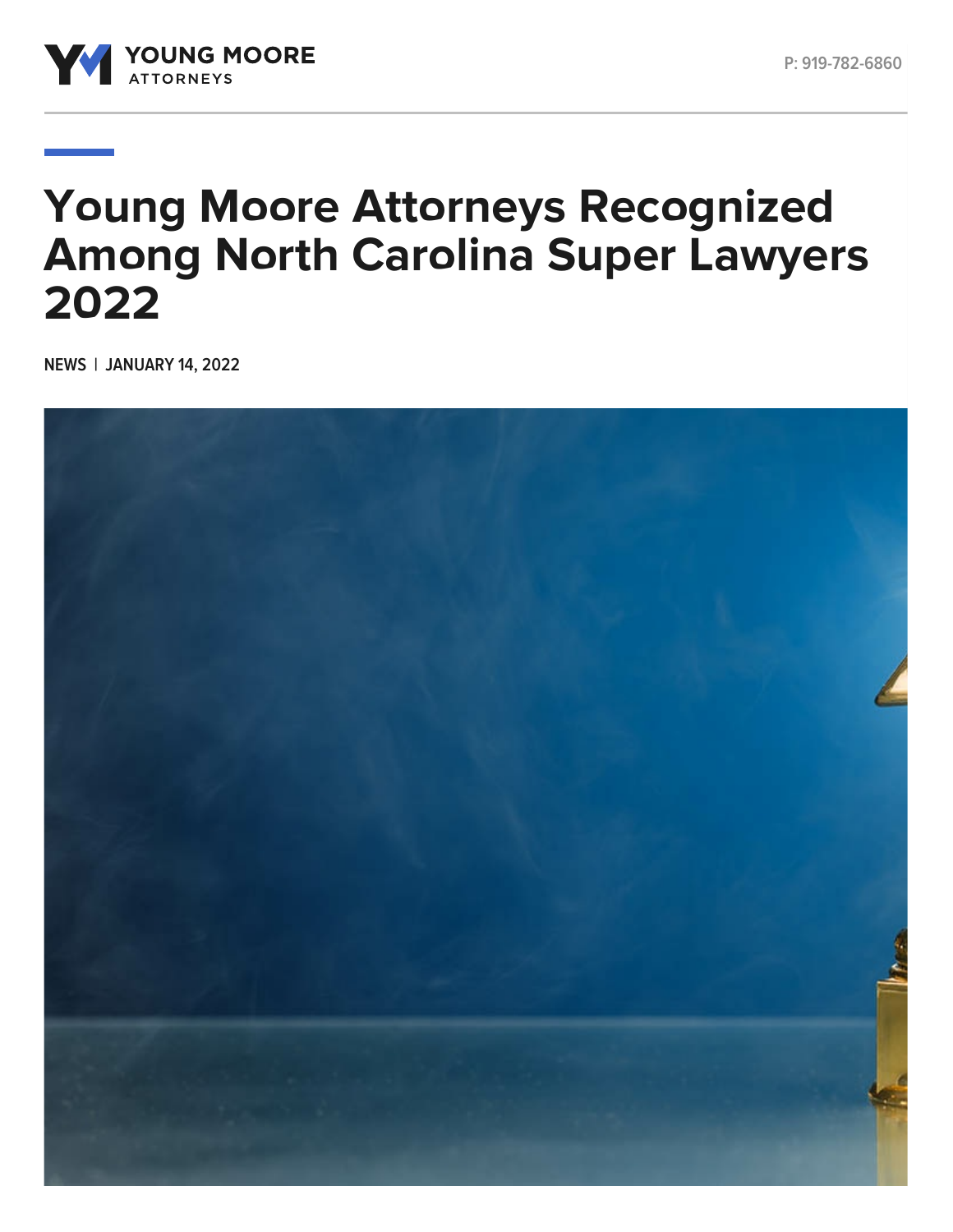# Young Moore Attorneys Recognized Among North Carolina Super Lawyers 2022

NEWS | JANUARY 14, 2022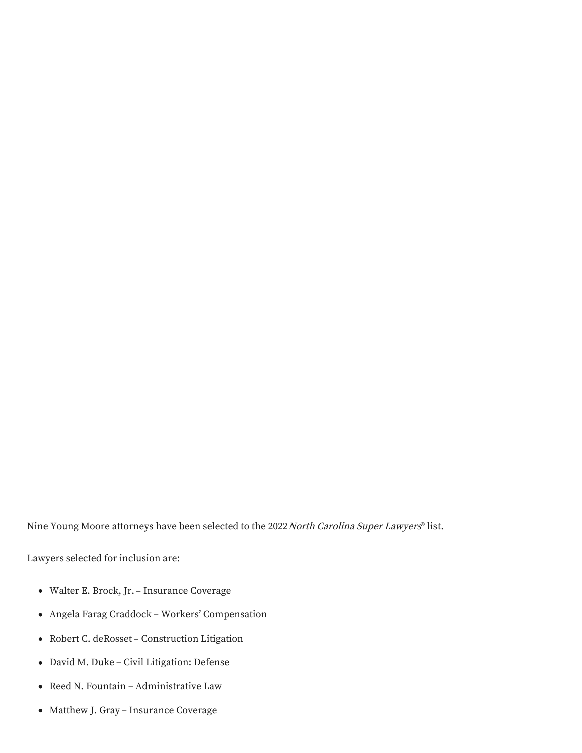Nine Young Moore attorneys have been selected to the 2022 *North Carolina Super Lawyers*® list.

Lawyers selected for inclusion are:

- Walter E. Brock, Jr. – Insurance Coverage
- Angela Farag Craddock – Workers' Compensation
- Robert C. deRosset – Construction Litigation
- David M. Duke – Civil Litigation: Defense
- Reed N. Fountain – Administrative Law
- Matthew J. Gray – Insurance Coverage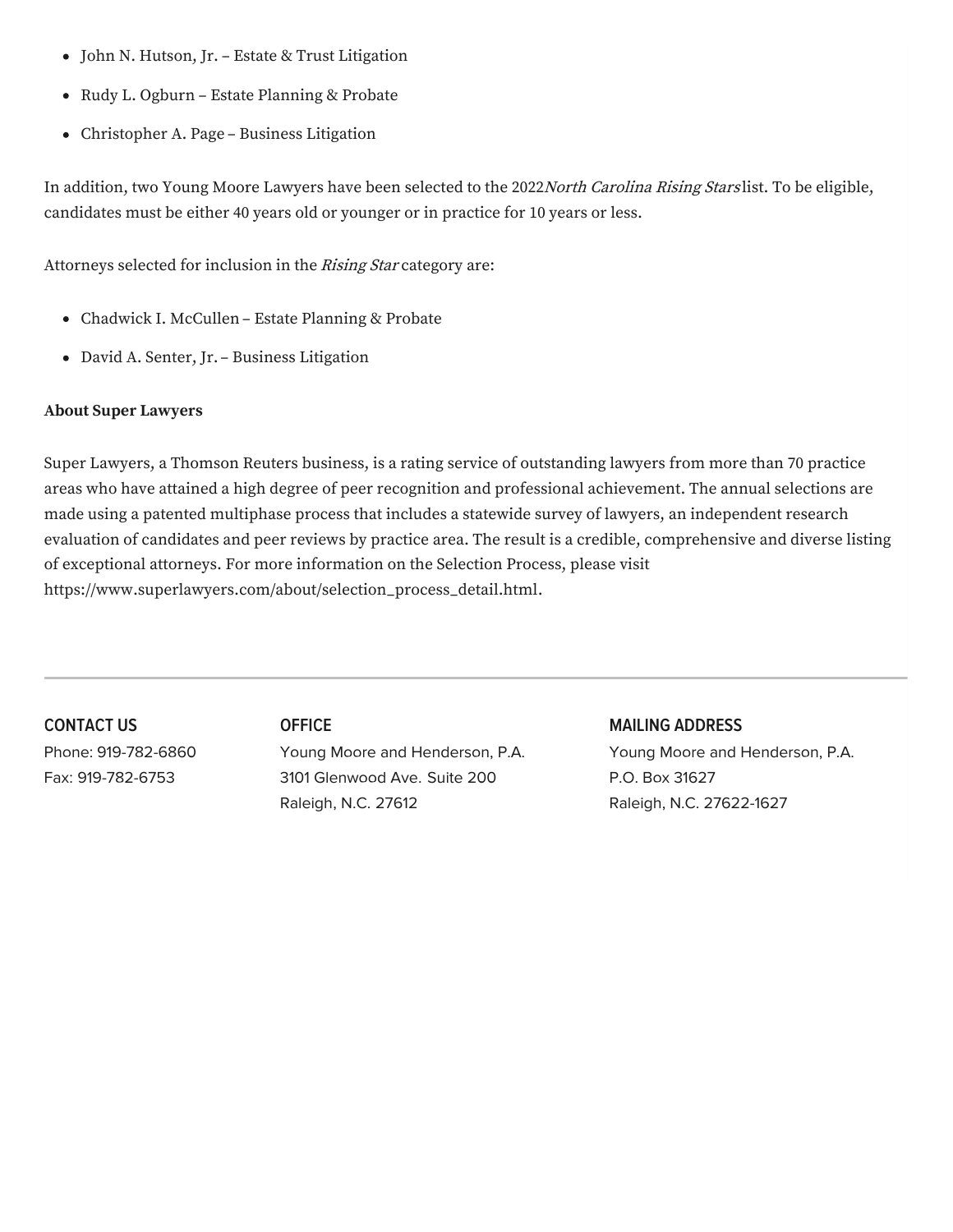- John N. Hutson, Jr. – Estate & Trust Litigation
- Rudy L. Ogburn – Estate Planning & Probate
- Christopher A. Page – Business Litigation

In addition, two Young Moore Lawyers have been selected to the 2022 *North Carolina Rising Stars* list. To be eligible, candidates must be either 40 years old or younger or in practice for 10 years or less.

Attorneys selected for inclusion in the *Rising Star* category are:

- Chadwick I. McCullen – Estate Planning & Probate
- David A. Senter, Jr. – Business Litigation

**About Super Lawyers**

Super Lawyers, a Thomson Reuters business, is a rating service of outstanding lawyers from more than 70 practice areas who have attained a high degree of peer recognition and professional achievement. The annual selections are made using a patented multiphase process that includes a statewide survey of lawyers, an independent research evaluation of candidates and peer reviews by practice area. The result is a credible, comprehensive and diverse listing of exceptional attorneys. For more information on the Selection Process, please visit https://www.superlawyers.com/about/selection_process_detail.html.

---

**CONTACT US**

Phone: 919-782-6860
Fax: 919-782-6753

**OFFICE**

Young Moore and Henderson, P.A.
3101 Glenwood Ave. Suite 200
Raleigh, N.C. 27612

**MAILING ADDRESS**

Young Moore and Henderson, P.A.
P.O. Box 31627
Raleigh, N.C. 27622-1627